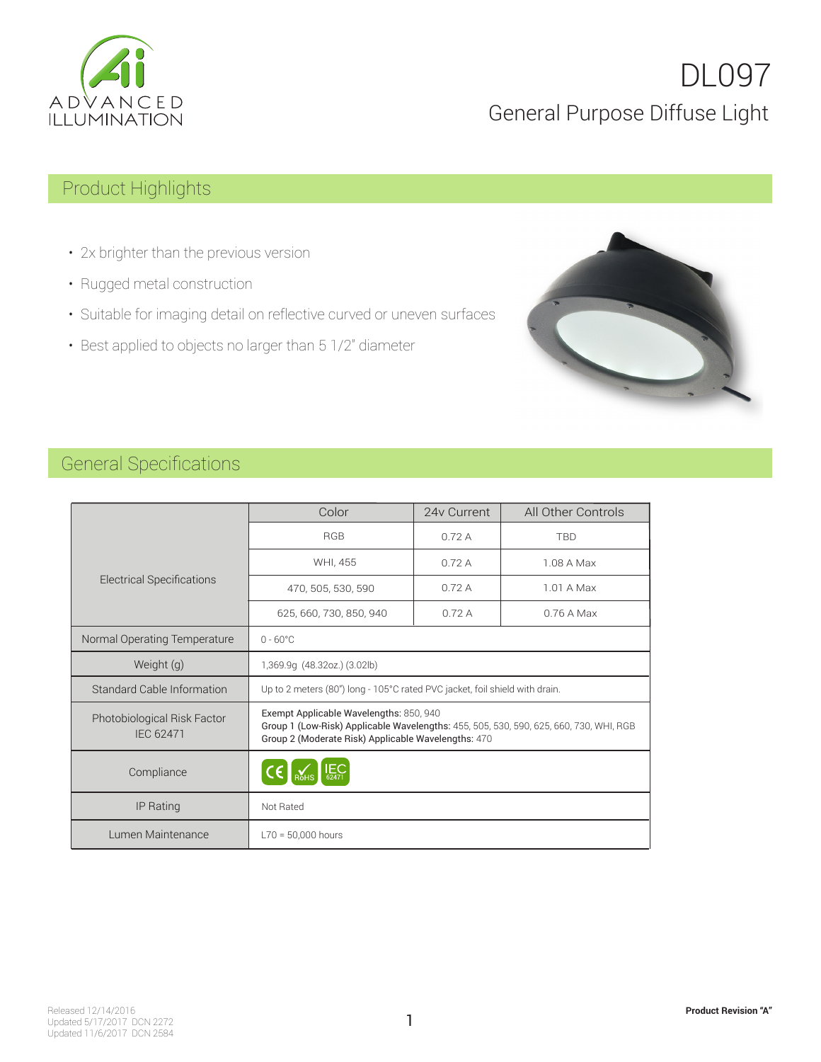# DL097

## General Purpose Diffuse Light

## Product Highlights

- 2x brighter than the previous version
- Rugged metal construction
- Suitable for imaging detail on reflective curved or uneven surfaces
- Best applied to objects no larger than 5 1/2" diameter

## General Specifications

| | Color | 24v Current | All Other Controls |
|---|---|---|---|
| Electrical Specifications | RGB | 0.72 A | TBD |
| | WHI, 455 | 0.72 A | 1.08 A Max |
| | 470, 505, 530, 590 | 0.72 A | 1.01 A Max |
| | 625, 660, 730, 850, 940 | 0.72 A | 0.76 A Max |
| Normal Operating Temperature | 0 - 60°C | | |
| Weight (g) | 1,369.9g (48.32oz.) (3.02lb) | | |
| Standard Cable Information | Up to 2 meters (80") long - 105°C rated PVC jacket, foil shield with drain. | | |
| Photobiological Risk Factor IEC 62471 | Exempt Applicable Wavelengths: 850, 940<br>Group 1 (Low-Risk) Applicable Wavelengths: 455, 505, 530, 590, 625, 660, 730, WHI, RGB<br>Group 2 (Moderate Risk) Applicable Wavelengths: 470 | | |
| Compliance | CE, RoHS, IEC 62471 | | |
| IP Rating | Not Rated | | |
| Lumen Maintenance | L70 = 50,000 hours | | |

Released 12/14/2016
Updated 5/17/2017 DCN 2272
Updated 11/6/2017 DCN 2584

**Product Revision "A"**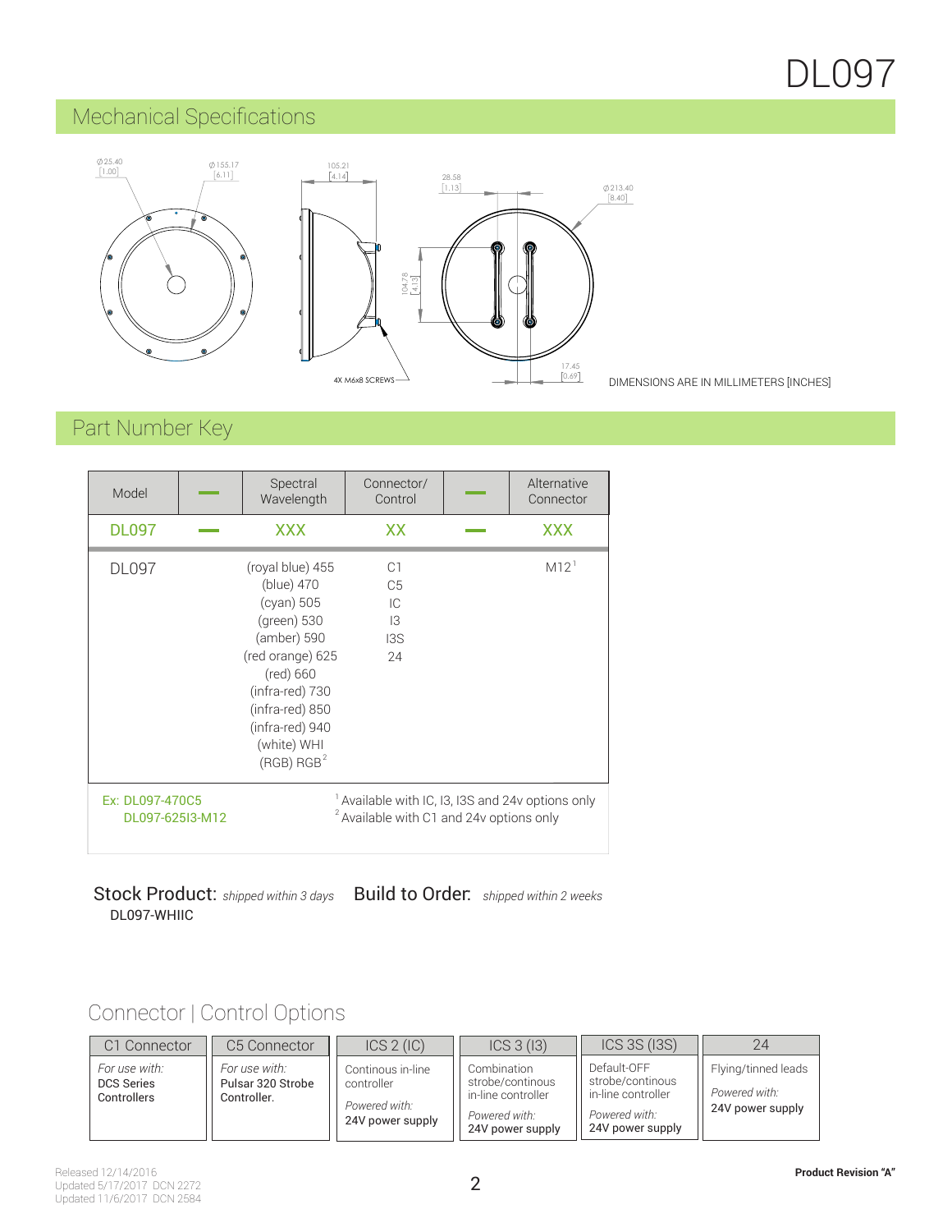# DL097

## Mechanical Specifications

Ø25.40 [1.00] Ø155.17 [6.11] 105.21 [4.14] 28.58 [1.13] Ø213.40 [8.40] 104.78 [4.13] 17.45 [0.69] 4X M6x8 SCREWS

DIMENSIONS ARE IN MILLIMETERS [INCHES]

## Part Number Key

| Model | — | Spectral Wavelength | Connector/ Control | — | Alternative Connector |
|---|---|---|---|---|---|
| DL097 | — | XXX | XX | — | XXX |
| DL097 | | (royal blue) 455<br>(blue) 470<br>(cyan) 505<br>(green) 530<br>(amber) 590<br>(red orange) 625<br>(red) 660<br>(infra-red) 730<br>(infra-red) 850<br>(infra-red) 940<br>(white) WHI<br>(RGB) RGB[2] | C1<br>C5<br>IC<br>I3<br>I3S<br>24 | | M12[1] |

Ex: DL097-470C5
DL097-625I3-M12

[1] Available with IC, I3, I3S and 24v options only
[2] Available with C1 and 24v options only

**Stock Product:** *shipped within 3 days*
DL097-WHIIC

**Build to Order:** *shipped within 2 weeks*

## Connector | Control Options

| C1 Connector | C5 Connector | ICS 2 (IC) | ICS 3 (I3) | ICS 3S (I3S) | 24 |
|---|---|---|---|---|---|
| *For use with:* DCS Series Controllers | *For use with:* Pulsar 320 Strobe Controller. | Continous in-line controller<br>*Powered with:* 24V power supply | Combination strobe/continous in-line controller<br>*Powered with:* 24V power supply | Default-OFF strobe/continous in-line controller<br>*Powered with:* 24V power supply | Flying/tinned leads<br>*Powered with:* 24V power supply |

Released 12/14/2016
Updated 5/17/2017 DCN 2272
Updated 11/6/2017 DCN 2584

**Product Revision "A"**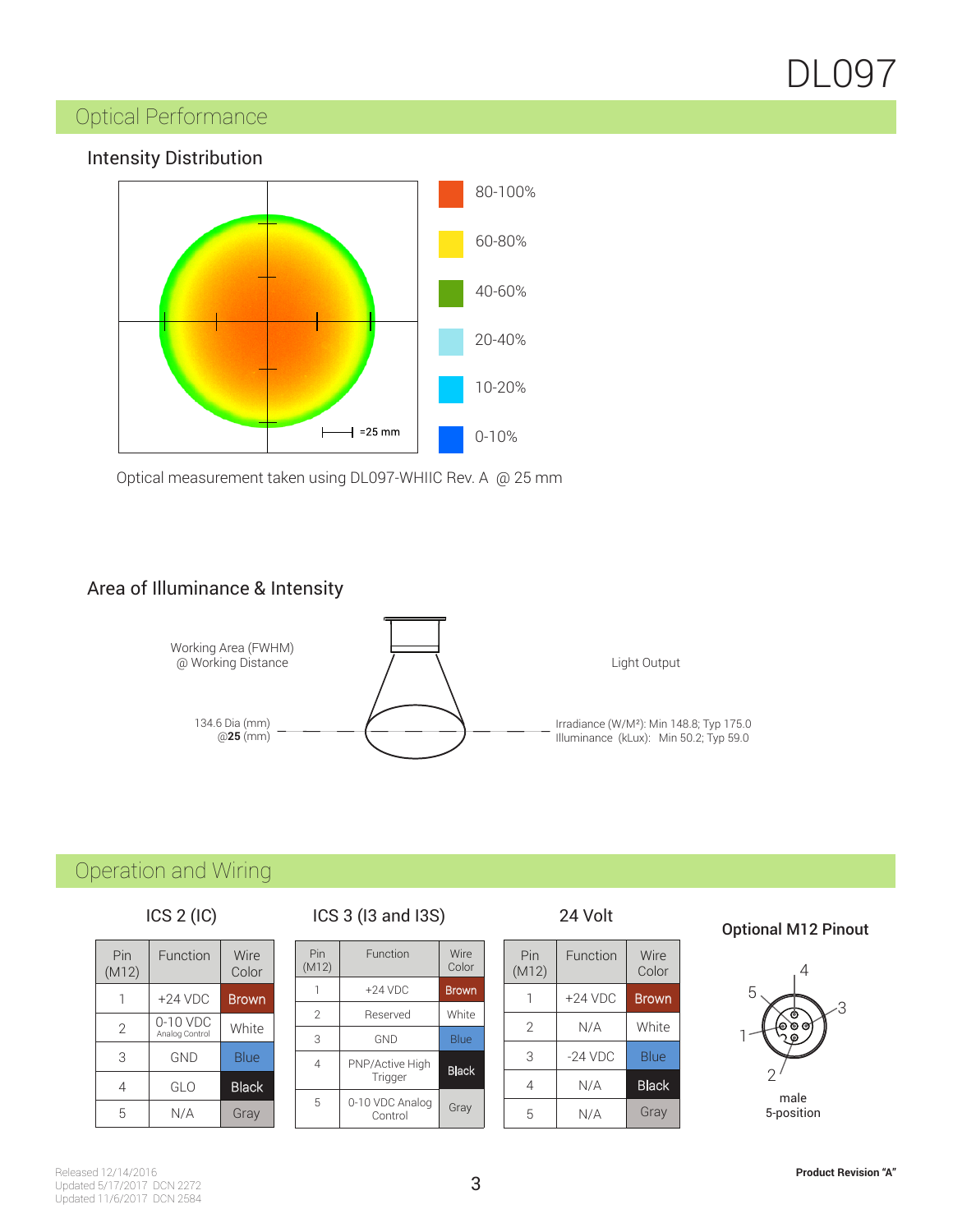# DL097

## Optical Performance

### Intensity Distribution

80-100%

60-80%

40-60%

20-40%

10-20%

0-10%

=25 mm

Optical measurement taken using DL097-WHIIC Rev. A @ 25 mm

### Area of Illuminance & Intensity

Working Area (FWHM) @ Working Distance

Light Output

134.6 Dia (mm) @**25** (mm)

Irradiance (W/M²): Min 148.8; Typ 175.0
Illuminance (kLux): Min 50.2; Typ 59.0

## Operation and Wiring

### ICS 2 (IC)

| Pin (M12) | Function | Wire Color |
|---|---|---|
| 1 | +24 VDC | Brown |
| 2 | 0-10 VDC Analog Control | White |
| 3 | GND | Blue |
| 4 | GLO | Black |
| 5 | N/A | Gray |

### ICS 3 (I3 and I3S)

| Pin (M12) | Function | Wire Color |
|---|---|---|
| 1 | +24 VDC | Brown |
| 2 | Reserved | White |
| 3 | GND | Blue |
| 4 | PNP/Active High Trigger | Black |
| 5 | 0-10 VDC Analog Control | Gray |

### 24 Volt

| Pin (M12) | Function | Wire Color |
|---|---|---|
| 1 | +24 VDC | Brown |
| 2 | N/A | White |
| 3 | -24 VDC | Blue |
| 4 | N/A | Black |
| 5 | N/A | Gray |

### Optional M12 Pinout

male
5-position

Released 12/14/2016
Updated 5/17/2017 DCN 2272
Updated 11/6/2017 DCN 2584

**Product Revision "A"**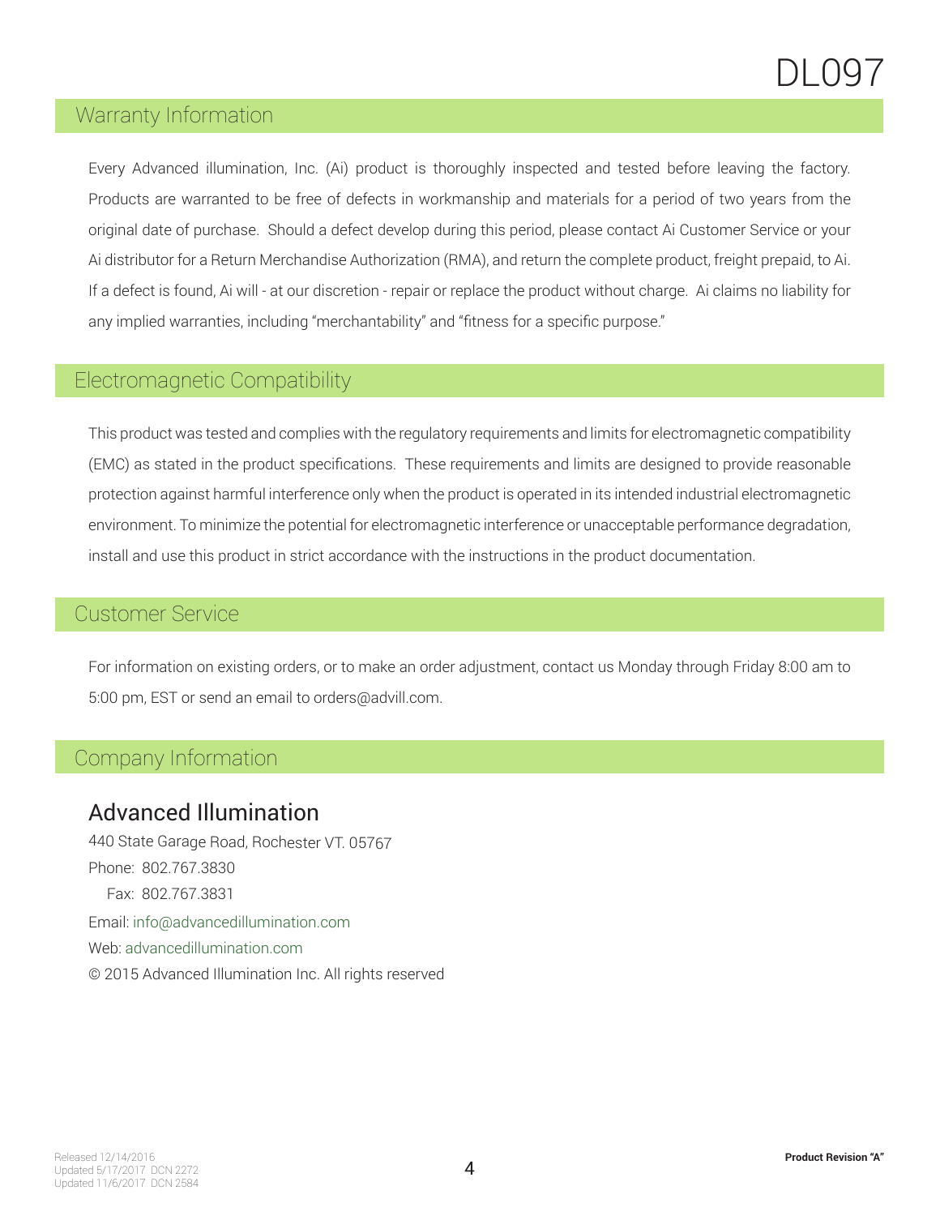## Warranty Information

Every Advanced illumination, Inc. (Ai) product is thoroughly inspected and tested before leaving the factory. Products are warranted to be free of defects in workmanship and materials for a period of two years from the original date of purchase. Should a defect develop during this period, please contact Ai Customer Service or your Ai distributor for a Return Merchandise Authorization (RMA), and return the complete product, freight prepaid, to Ai. If a defect is found, Ai will - at our discretion - repair or replace the product without charge. Ai claims no liability for any implied warranties, including "merchantability" and "fitness for a specific purpose."

## Electromagnetic Compatibility

This product was tested and complies with the regulatory requirements and limits for electromagnetic compatibility (EMC) as stated in the product specifications. These requirements and limits are designed to provide reasonable protection against harmful interference only when the product is operated in its intended industrial electromagnetic environment. To minimize the potential for electromagnetic interference or unacceptable performance degradation, install and use this product in strict accordance with the instructions in the product documentation.

## Customer Service

For information on existing orders, or to make an order adjustment, contact us Monday through Friday 8:00 am to 5:00 pm, EST or send an email to orders@advill.com.

## Company Information

### Advanced Illumination

440 State Garage Road, Rochester VT. 05767
Phone: 802.767.3830
Fax: 802.767.3831
Email: info@advancedillumination.com
Web: advancedillumination.com
© 2015 Advanced Illumination Inc. All rights reserved

Released 12/14/2016
Updated 5/17/2017 DCN 2272
Updated 11/6/2017 DCN 2584

**Product Revision "A"**